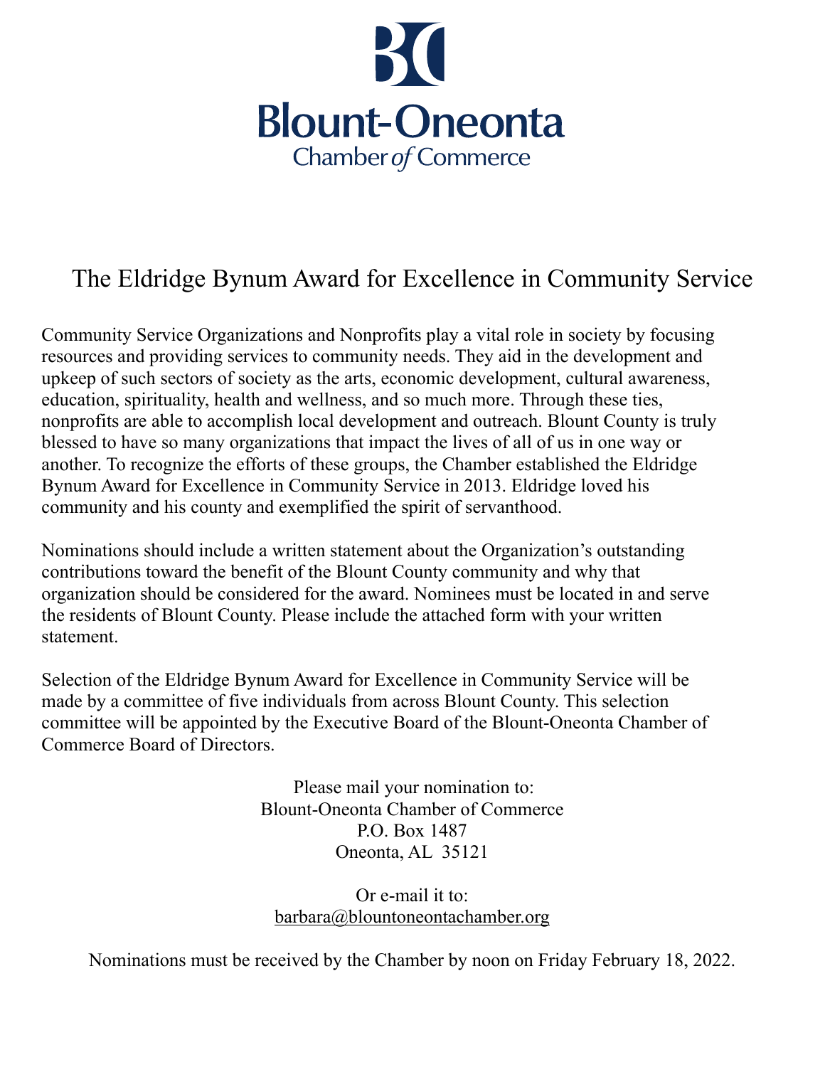# Blount-Oneonta Chamber of Commerce

## The Eldridge Bynum Award for Excellence in Community Service

Community Service Organizations and Nonprofits play a vital role in society by focusing resources and providing services to community needs. They aid in the development and upkeep of such sectors of society as the arts, economic development, cultural awareness, education, spirituality, health and wellness, and so much more. Through these ties, nonprofits are able to accomplish local development and outreach. Blount County is truly blessed to have so many organizations that impact the lives of all of us in one way or another. To recognize the efforts of these groups, the Chamber established the Eldridge Bynum Award for Excellence in Community Service in 2013. Eldridge loved his community and his county and exemplified the spirit of servanthood.

Nominations should include a written statement about the Organization's outstanding contributions toward the benefit of the Blount County community and why that organization should be considered for the award. Nominees must be located in and serve the residents of Blount County. Please include the attached form with your written statement.

Selection of the Eldridge Bynum Award for Excellence in Community Service will be made by a committee of five individuals from across Blount County. This selection committee will be appointed by the Executive Board of the Blount-Oneonta Chamber of Commerce Board of Directors.

Please mail your nomination to:
Blount-Oneonta Chamber of Commerce
P.O. Box 1487
Oneonta, AL 35121

Or e-mail it to:
barbara@blountoneontachamber.org

Nominations must be received by the Chamber by noon on Friday February 18, 2022.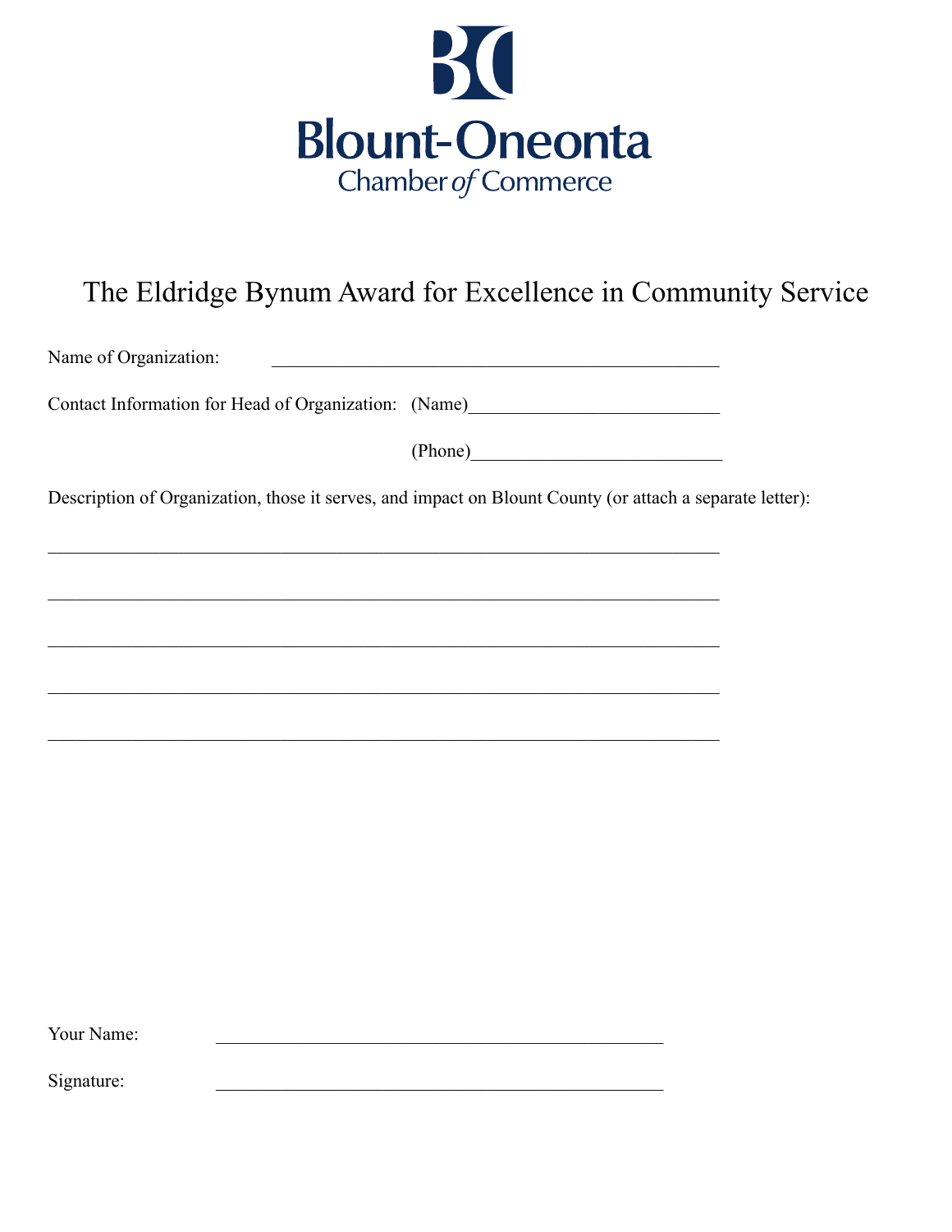**Blount-Oneonta**
Chamber *of* Commerce

# The Eldridge Bynum Award for Excellence in Community Service

Name of Organization: ______________________________________________

Contact Information for Head of Organization: (Name)__________________________

(Phone)__________________________

Description of Organization, those it serves, and impact on Blount County (or attach a separate letter):

______________________________________________________________________

______________________________________________________________________

______________________________________________________________________

______________________________________________________________________

______________________________________________________________________

Your Name: ______________________________________________

Signature: ______________________________________________